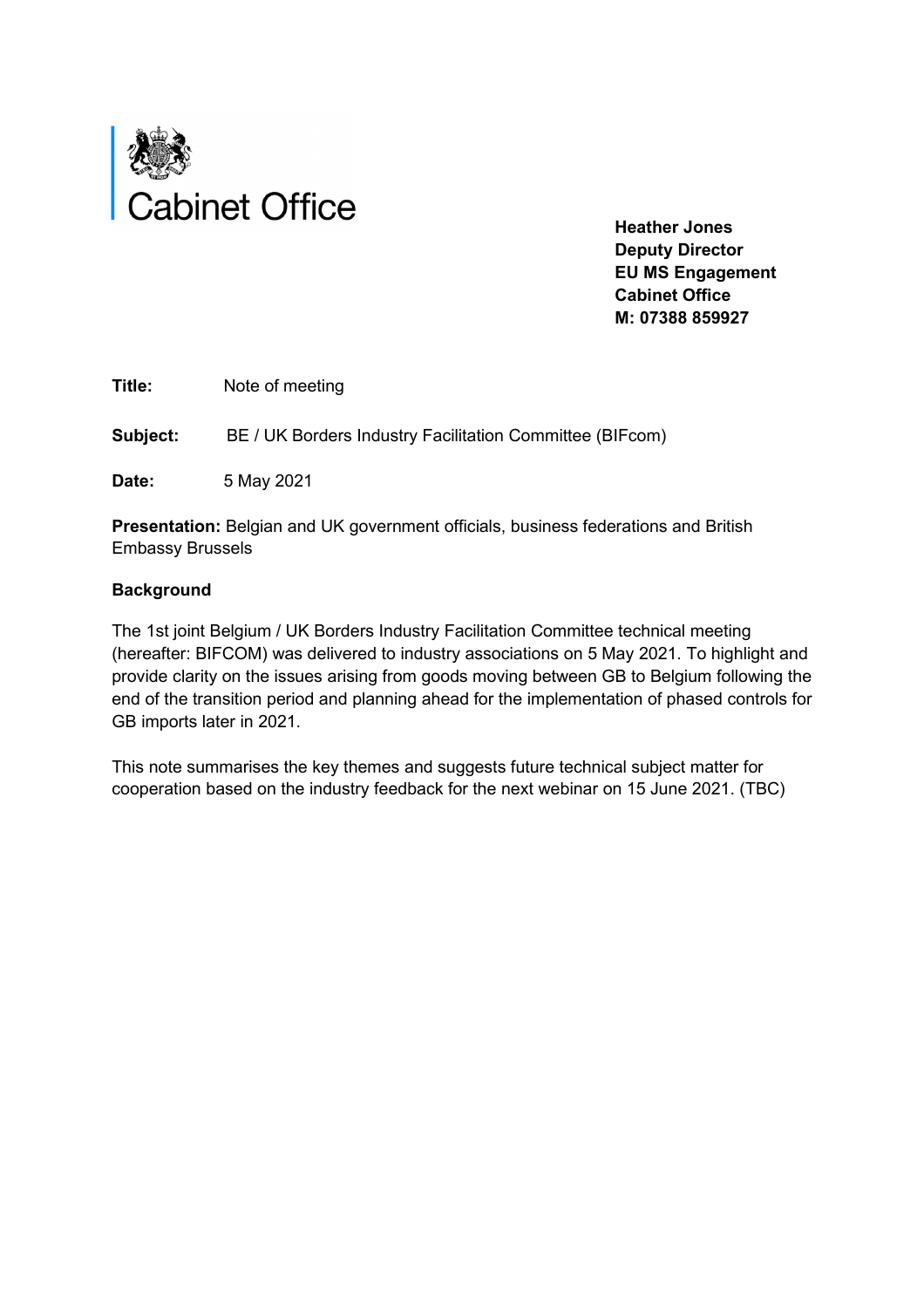Cabinet Office

**Heather Jones**
**Deputy Director**
**EU MS Engagement**
**Cabinet Office**
**M: 07388 859927**

**Title:** Note of meeting

**Subject:** BE / UK Borders Industry Facilitation Committee (BIFcom)

**Date:** 5 May 2021

**Presentation:** Belgian and UK government officials, business federations and British Embassy Brussels

**Background**

The 1st joint Belgium / UK Borders Industry Facilitation Committee technical meeting (hereafter: BIFCOM) was delivered to industry associations on 5 May 2021. To highlight and provide clarity on the issues arising from goods moving between GB to Belgium following the end of the transition period and planning ahead for the implementation of phased controls for GB imports later in 2021.

This note summarises the key themes and suggests future technical subject matter for cooperation based on the industry feedback for the next webinar on 15 June 2021. (TBC)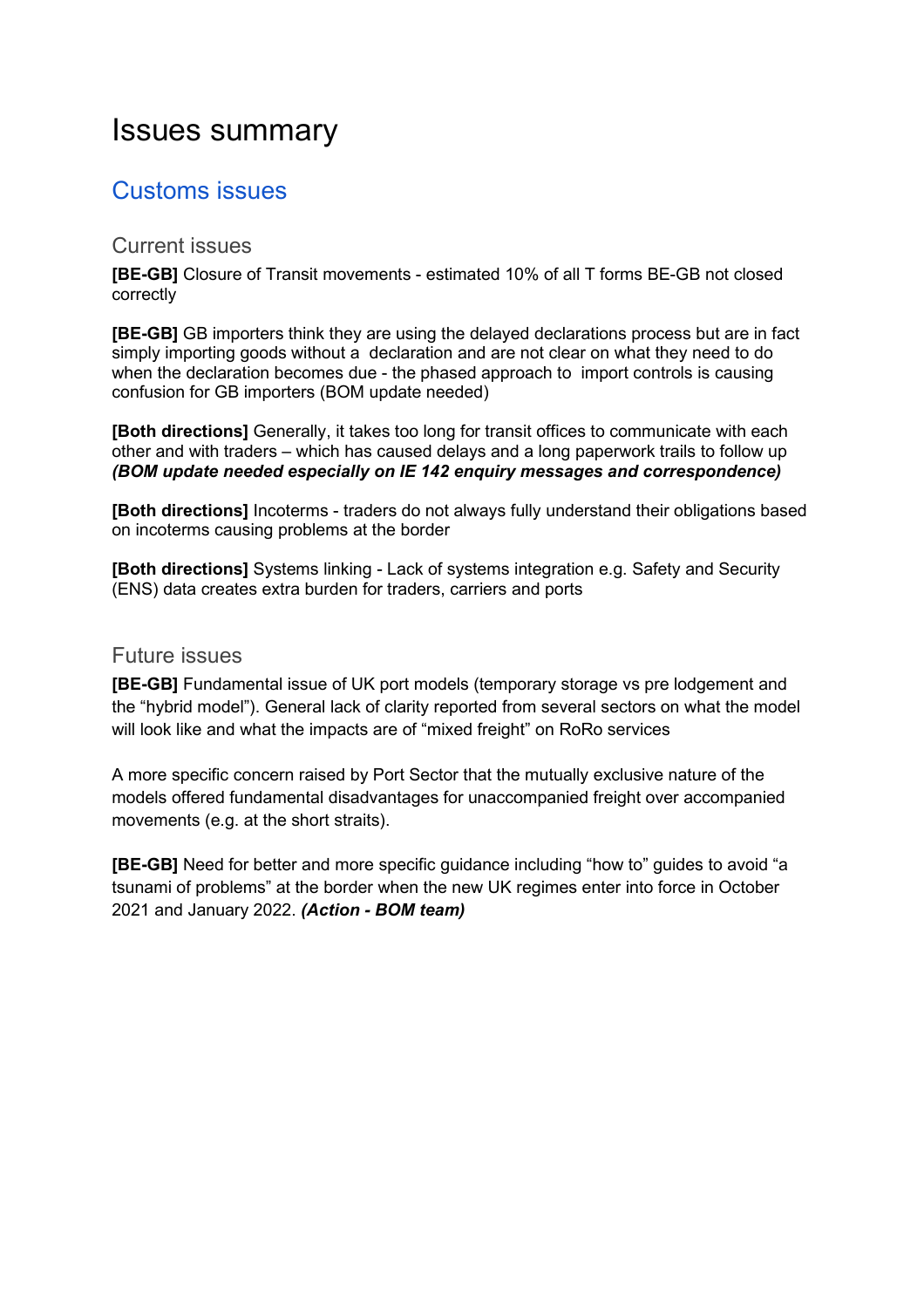# Issues summary

## Customs issues

### Current issues

**[BE-GB]** Closure of Transit movements - estimated 10% of all T forms BE-GB not closed correctly

**[BE-GB]** GB importers think they are using the delayed declarations process but are in fact simply importing goods without a declaration and are not clear on what they need to do when the declaration becomes due - the phased approach to import controls is causing confusion for GB importers (BOM update needed)

**[Both directions]** Generally, it takes too long for transit offices to communicate with each other and with traders – which has caused delays and a long paperwork trails to follow up ***(BOM update needed especially on IE 142 enquiry messages and correspondence)***

**[Both directions]** Incoterms - traders do not always fully understand their obligations based on incoterms causing problems at the border

**[Both directions]** Systems linking - Lack of systems integration e.g. Safety and Security (ENS) data creates extra burden for traders, carriers and ports

### Future issues

**[BE-GB]** Fundamental issue of UK port models (temporary storage vs pre lodgement and the "hybrid model"). General lack of clarity reported from several sectors on what the model will look like and what the impacts are of "mixed freight" on RoRo services

A more specific concern raised by Port Sector that the mutually exclusive nature of the models offered fundamental disadvantages for unaccompanied freight over accompanied movements (e.g. at the short straits).

**[BE-GB]** Need for better and more specific guidance including "how to" guides to avoid "a tsunami of problems" at the border when the new UK regimes enter into force in October 2021 and January 2022. ***(Action - BOM team)***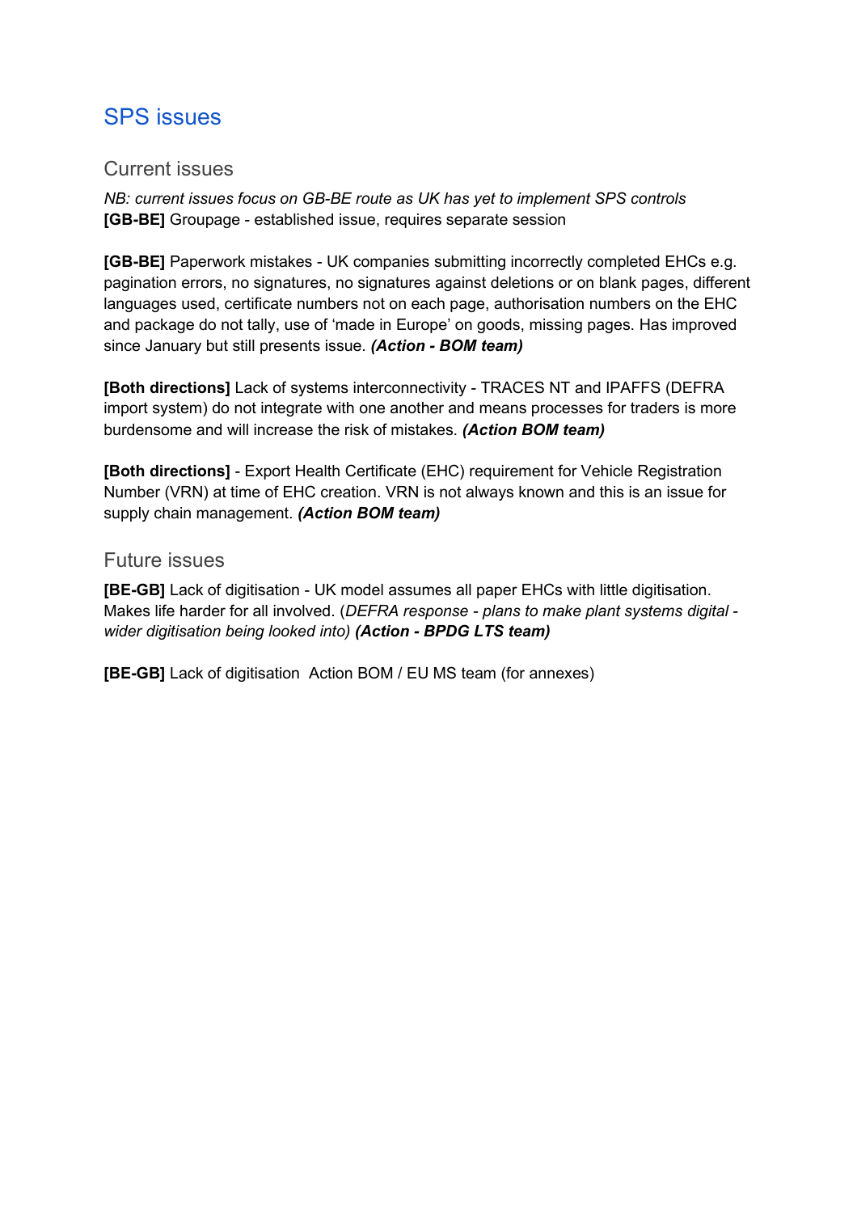## SPS issues

### Current issues

*NB: current issues focus on GB-BE route as UK has yet to implement SPS controls*
**[GB-BE]** Groupage - established issue, requires separate session

**[GB-BE]** Paperwork mistakes - UK companies submitting incorrectly completed EHCs e.g. pagination errors, no signatures, no signatures against deletions or on blank pages, different languages used, certificate numbers not on each page, authorisation numbers on the EHC and package do not tally, use of 'made in Europe' on goods, missing pages. Has improved since January but still presents issue. ***(Action - BOM team)***

**[Both directions]** Lack of systems interconnectivity - TRACES NT and IPAFFS (DEFRA import system) do not integrate with one another and means processes for traders is more burdensome and will increase the risk of mistakes. ***(Action BOM team)***

**[Both directions]** - Export Health Certificate (EHC) requirement for Vehicle Registration Number (VRN) at time of EHC creation. VRN is not always known and this is an issue for supply chain management. ***(Action BOM team)***

### Future issues

**[BE-GB]** Lack of digitisation - UK model assumes all paper EHCs with little digitisation. Makes life harder for all involved. (*DEFRA response - plans to make plant systems digital - wider digitisation being looked into)* ***(Action - BPDG LTS team)***

**[BE-GB]** Lack of digitisation  Action BOM / EU MS team (for annexes)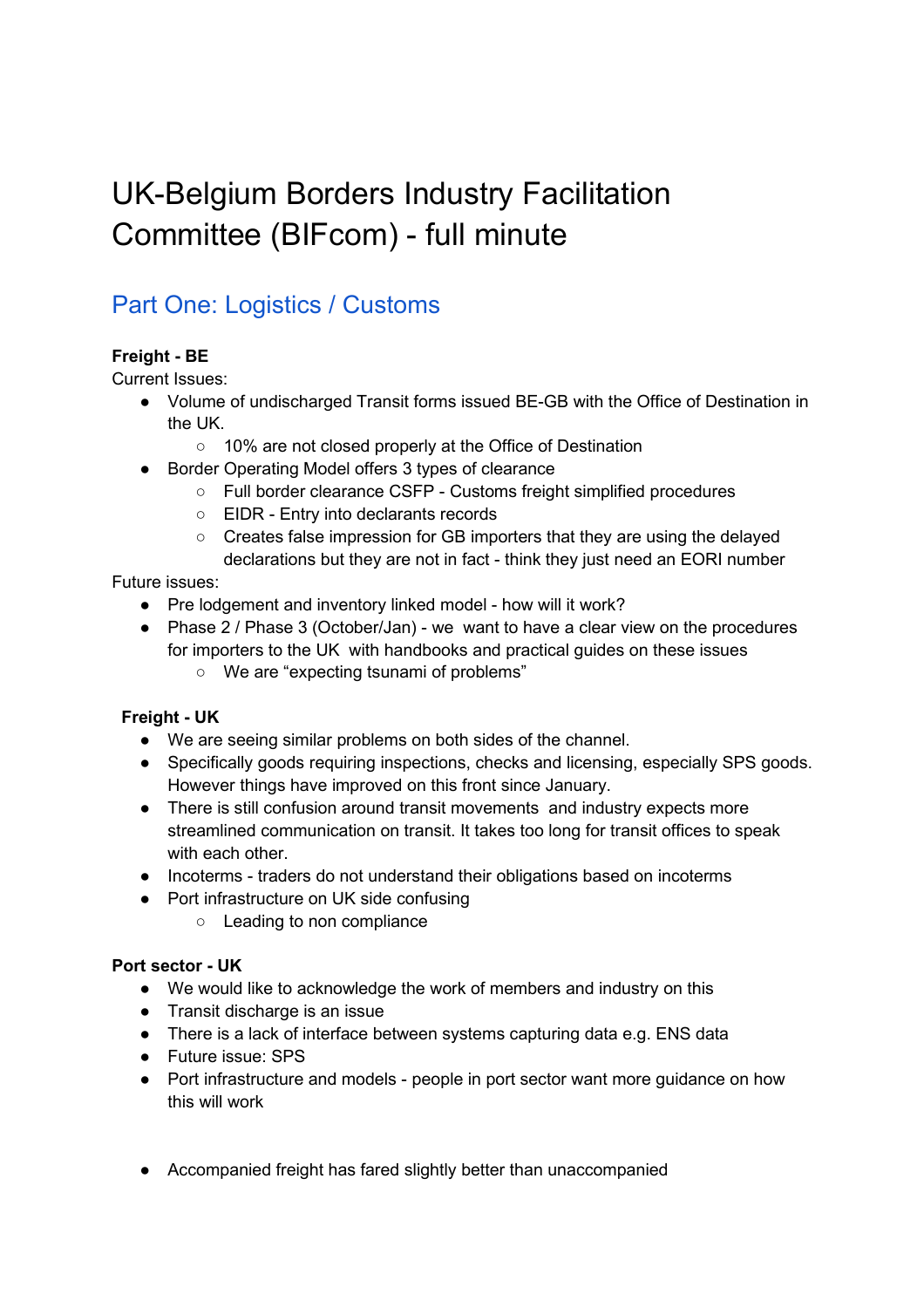# UK-Belgium Borders Industry Facilitation Committee (BIFcom) - full minute

## Part One: Logistics / Customs

**Freight - BE**

Current Issues:

- Volume of undischarged Transit forms issued BE-GB with the Office of Destination in the UK.
  - 10% are not closed properly at the Office of Destination
- Border Operating Model offers 3 types of clearance
  - Full border clearance CSFP - Customs freight simplified procedures
  - EIDR - Entry into declarants records
  - Creates false impression for GB importers that they are using the delayed declarations but they are not in fact - think they just need an EORI number

Future issues:

- Pre lodgement and inventory linked model - how will it work?
- Phase 2 / Phase 3 (October/Jan) - we want to have a clear view on the procedures for importers to the UK with handbooks and practical guides on these issues
  - We are "expecting tsunami of problems"

**Freight - UK**

- We are seeing similar problems on both sides of the channel.
- Specifically goods requiring inspections, checks and licensing, especially SPS goods. However things have improved on this front since January.
- There is still confusion around transit movements and industry expects more streamlined communication on transit. It takes too long for transit offices to speak with each other.
- Incoterms - traders do not understand their obligations based on incoterms
- Port infrastructure on UK side confusing
  - Leading to non compliance

**Port sector - UK**

- We would like to acknowledge the work of members and industry on this
- Transit discharge is an issue
- There is a lack of interface between systems capturing data e.g. ENS data
- Future issue: SPS
- Port infrastructure and models - people in port sector want more guidance on how this will work

- Accompanied freight has fared slightly better than unaccompanied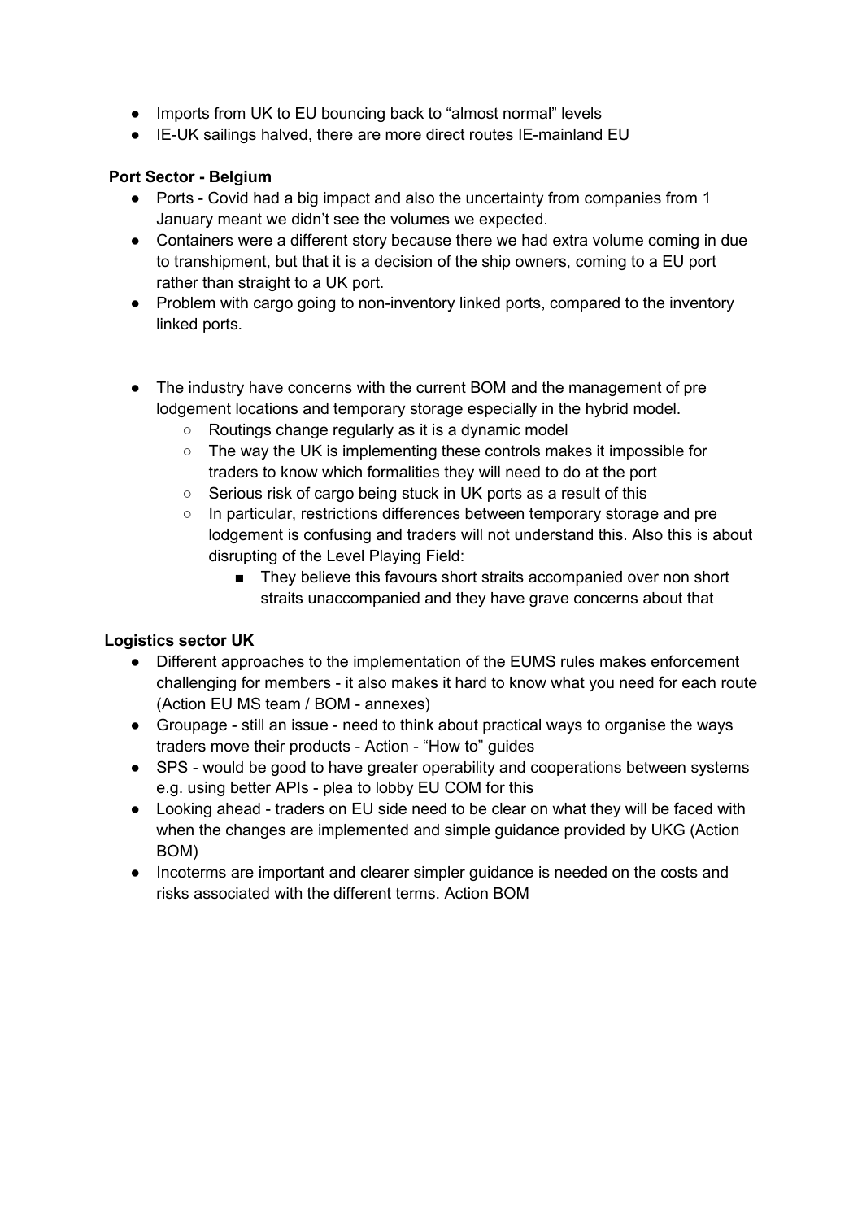- Imports from UK to EU bouncing back to "almost normal" levels
- IE-UK sailings halved, there are more direct routes IE-mainland EU

**Port Sector - Belgium**

- Ports - Covid had a big impact and also the uncertainty from companies from 1 January meant we didn't see the volumes we expected.
- Containers were a different story because there we had extra volume coming in due to transhipment, but that it is a decision of the ship owners, coming to a EU port rather than straight to a UK port.
- Problem with cargo going to non-inventory linked ports, compared to the inventory linked ports.

- The industry have concerns with the current BOM and the management of pre lodgement locations and temporary storage especially in the hybrid model.
  - Routings change regularly as it is a dynamic model
  - The way the UK is implementing these controls makes it impossible for traders to know which formalities they will need to do at the port
  - Serious risk of cargo being stuck in UK ports as a result of this
  - In particular, restrictions differences between temporary storage and pre lodgement is confusing and traders will not understand this. Also this is about disrupting of the Level Playing Field:
    - They believe this favours short straits accompanied over non short straits unaccompanied and they have grave concerns about that

**Logistics sector UK**

- Different approaches to the implementation of the EUMS rules makes enforcement challenging for members - it also makes it hard to know what you need for each route (Action EU MS team / BOM - annexes)
- Groupage - still an issue - need to think about practical ways to organise the ways traders move their products - Action - "How to" guides
- SPS - would be good to have greater operability and cooperations between systems e.g. using better APIs - plea to lobby EU COM for this
- Looking ahead - traders on EU side need to be clear on what they will be faced with when the changes are implemented and simple guidance provided by UKG (Action BOM)
- Incoterms are important and clearer simpler guidance is needed on the costs and risks associated with the different terms. Action BOM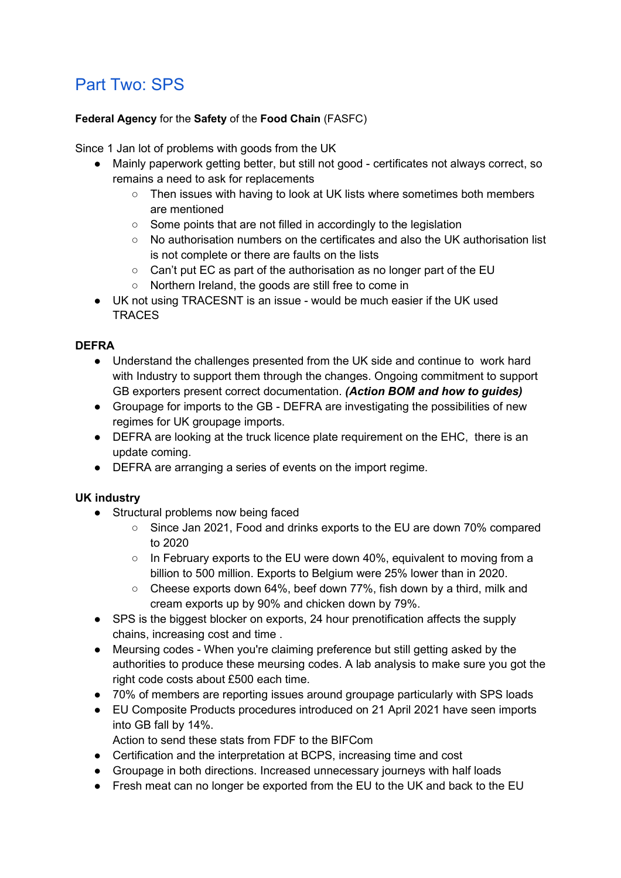# Part Two: SPS

**Federal Agency** for the **Safety** of the **Food Chain** (FASFC)

Since 1 Jan lot of problems with goods from the UK

- Mainly paperwork getting better, but still not good - certificates not always correct, so remains a need to ask for replacements
  - Then issues with having to look at UK lists where sometimes both members are mentioned
  - Some points that are not filled in accordingly to the legislation
  - No authorisation numbers on the certificates and also the UK authorisation list is not complete or there are faults on the lists
  - Can't put EC as part of the authorisation as no longer part of the EU
  - Northern Ireland, the goods are still free to come in
- UK not using TRACESNT is an issue - would be much easier if the UK used TRACES

**DEFRA**

- Understand the challenges presented from the UK side and continue to work hard with Industry to support them through the changes. Ongoing commitment to support GB exporters present correct documentation. ***(Action BOM and how to guides)***
- Groupage for imports to the GB - DEFRA are investigating the possibilities of new regimes for UK groupage imports.
- DEFRA are looking at the truck licence plate requirement on the EHC, there is an update coming.
- DEFRA are arranging a series of events on the import regime.

**UK industry**

- Structural problems now being faced
  - Since Jan 2021, Food and drinks exports to the EU are down 70% compared to 2020
  - In February exports to the EU were down 40%, equivalent to moving from a billion to 500 million. Exports to Belgium were 25% lower than in 2020.
  - Cheese exports down 64%, beef down 77%, fish down by a third, milk and cream exports up by 90% and chicken down by 79%.
- SPS is the biggest blocker on exports, 24 hour prenotification affects the supply chains, increasing cost and time .
- Meursing codes - When you're claiming preference but still getting asked by the authorities to produce these meursing codes. A lab analysis to make sure you got the right code costs about £500 each time.
- 70% of members are reporting issues around groupage particularly with SPS loads
- EU Composite Products procedures introduced on 21 April 2021 have seen imports into GB fall by 14%.
  Action to send these stats from FDF to the BIFCom
- Certification and the interpretation at BCPS, increasing time and cost
- Groupage in both directions. Increased unnecessary journeys with half loads
- Fresh meat can no longer be exported from the EU to the UK and back to the EU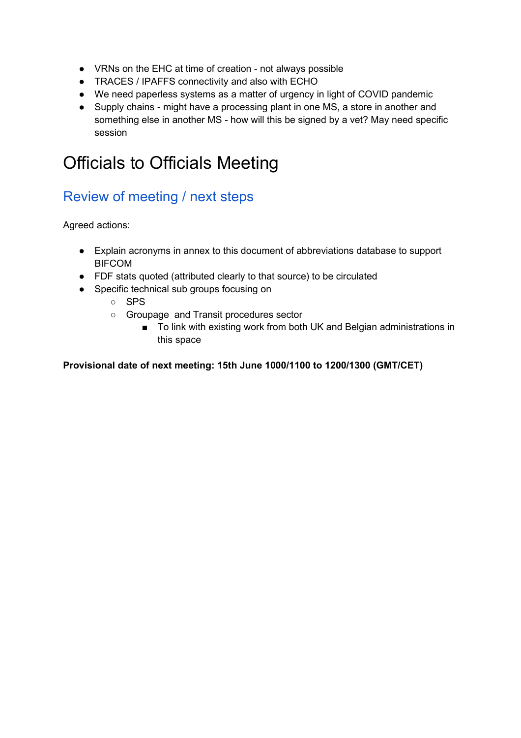- VRNs on the EHC at time of creation - not always possible
- TRACES / IPAFFS connectivity and also with ECHO
- We need paperless systems as a matter of urgency in light of COVID pandemic
- Supply chains - might have a processing plant in one MS, a store in another and something else in another MS - how will this be signed by a vet? May need specific session

# Officials to Officials Meeting

## Review of meeting / next steps

Agreed actions:

- Explain acronyms in annex to this document of abbreviations database to support BIFCOM
- FDF stats quoted (attributed clearly to that source) to be circulated
- Specific technical sub groups focusing on
  - SPS
  - Groupage and Transit procedures sector
    - To link with existing work from both UK and Belgian administrations in this space

**Provisional date of next meeting: 15th June 1000/1100 to 1200/1300 (GMT/CET)**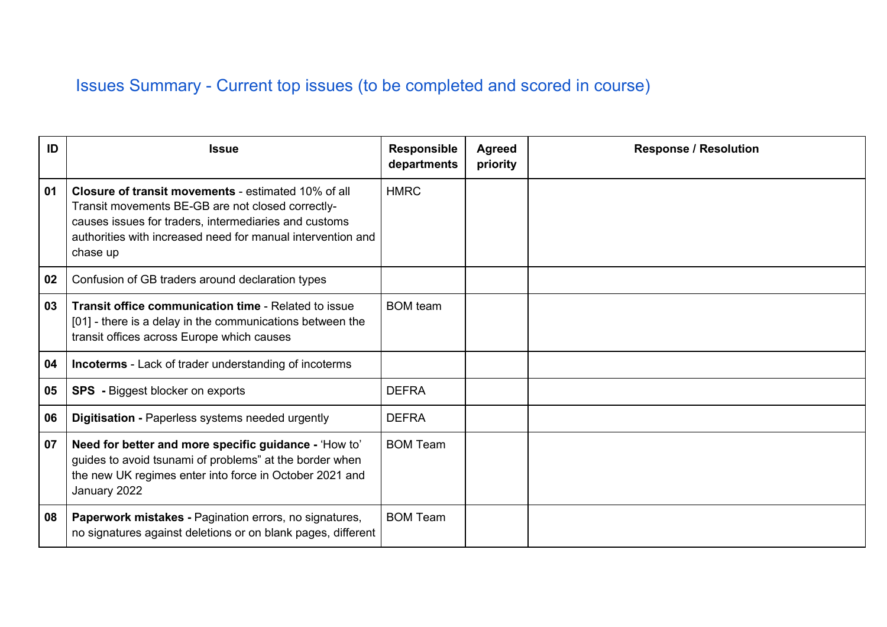## Issues Summary - Current top issues (to be completed and scored in course)

| ID | Issue | Responsible departments | Agreed priority | Response / Resolution |
|---|---|---|---|---|
| 01 | **Closure of transit movements** - estimated 10% of all Transit movements BE-GB are not closed correctly- causes issues for traders, intermediaries and customs authorities with increased need for manual intervention and chase up | HMRC | | |
| 02 | Confusion of GB traders around declaration types | | | |
| 03 | **Transit office communication time** - Related to issue [01] - there is a delay in the communications between the transit offices across Europe which causes | BOM team | | |
| 04 | **Incoterms** - Lack of trader understanding of incoterms | | | |
| 05 | **SPS -** Biggest blocker on exports | DEFRA | | |
| 06 | **Digitisation -** Paperless systems needed urgently | DEFRA | | |
| 07 | **Need for better and more specific guidance -** 'How to' guides to avoid tsunami of problems" at the border when the new UK regimes enter into force in October 2021 and January 2022 | BOM Team | | |
| 08 | **Paperwork mistakes -** Pagination errors, no signatures, no signatures against deletions or on blank pages, different | BOM Team | | |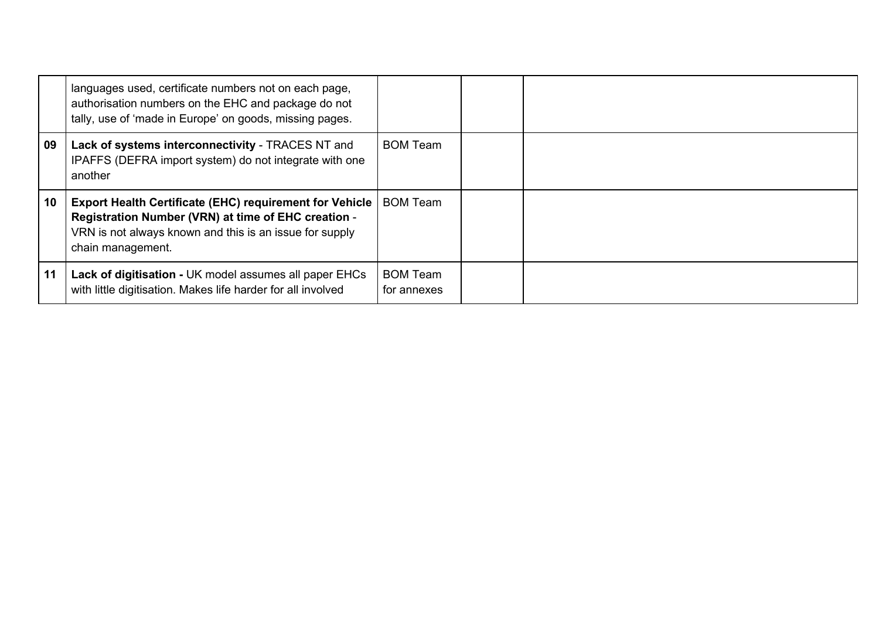| | | | | |
|---|---|---|---|---|
| | languages used, certificate numbers not on each page, authorisation numbers on the EHC and package do not tally, use of 'made in Europe' on goods, missing pages. | | | |
| 09 | **Lack of systems interconnectivity** - TRACES NT and IPAFFS (DEFRA import system) do not integrate with one another | BOM Team | | |
| 10 | **Export Health Certificate (EHC) requirement for Vehicle Registration Number (VRN) at time of EHC creation** - VRN is not always known and this is an issue for supply chain management. | BOM Team | | |
| 11 | **Lack of digitisation -** UK model assumes all paper EHCs with little digitisation. Makes life harder for all involved | BOM Team for annexes | | |